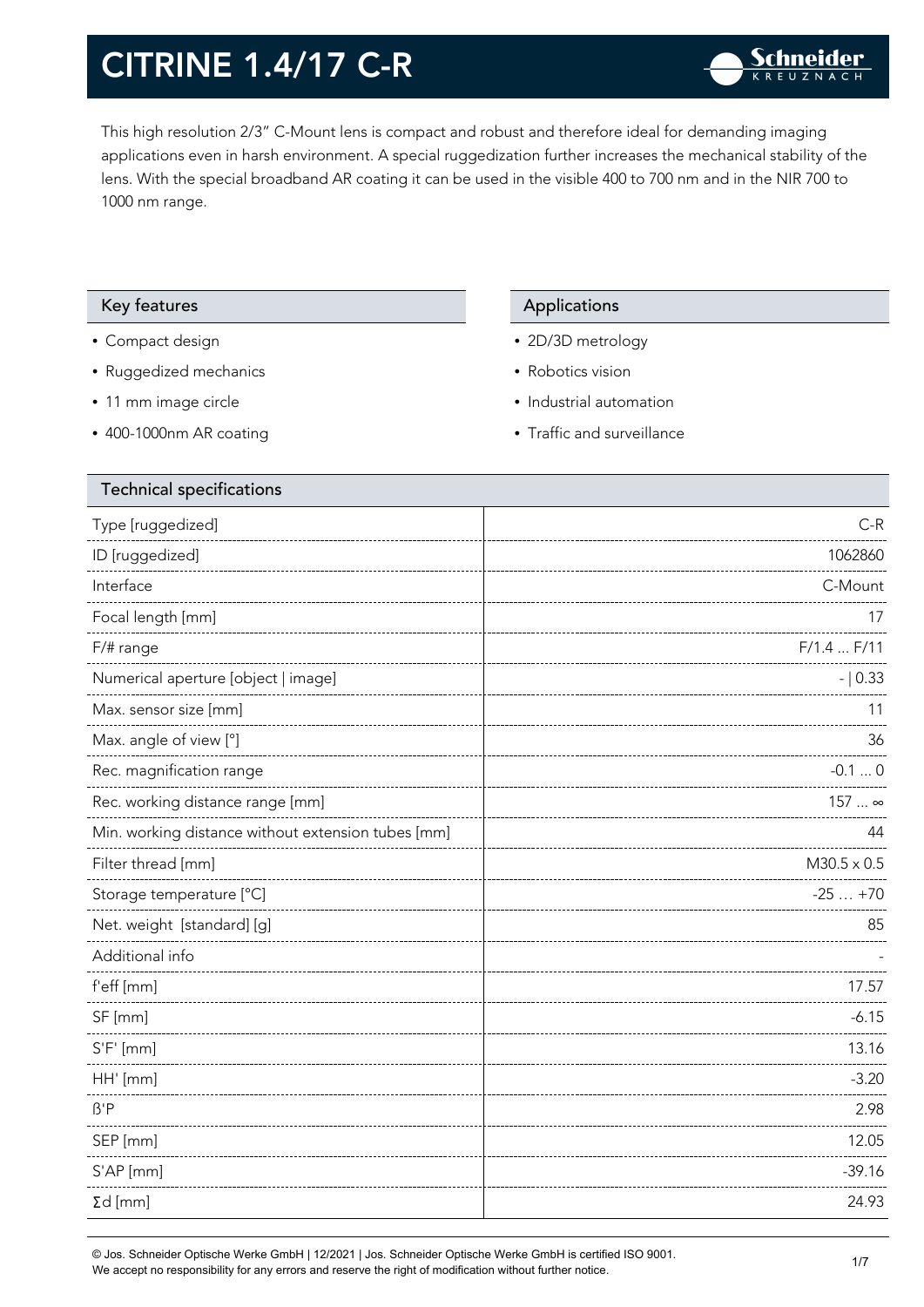# CITRINE 1.4/17 C-R

This high resolution 2/3" C-Mount lens is compact and robust and therefore ideal for demanding imaging applications even in harsh environment. A special ruggedization further increases the mechanical stability of the lens. With the special broadband AR coating it can be used in the visible 400 to 700 nm and in the NIR 700 to 1000 nm range.

## Key features

- Compact design
- Ruggedized mechanics
- 11 mm image circle
- 400-1000nm AR coating

## Applications

- 2D/3D metrology
- Robotics vision
- Industrial automation
- Traffic and surveillance

## Technical specifications

| Parameter | Value |
|---|---|
| Type [ruggedized] | C-R |
| ID [ruggedized] | 1062860 |
| Interface | C-Mount |
| Focal length [mm] | 17 |
| F/# range | F/1.4 ... F/11 |
| Numerical aperture [object \| image] | - \| 0.33 |
| Max. sensor size [mm] | 11 |
| Max. angle of view [°] | 36 |
| Rec. magnification range | -0.1 ... 0 |
| Rec. working distance range [mm] | 157 ... ∞ |
| Min. working distance without extension tubes [mm] | 44 |
| Filter thread [mm] | M30.5 x 0.5 |
| Storage temperature [°C] | -25 … +70 |
| Net. weight [standard] [g] | 85 |
| Additional info | - |
| f'eff [mm] | 17.57 |
| SF [mm] | -6.15 |
| S'F' [mm] | 13.16 |
| HH' [mm] | -3.20 |
| ß'P | 2.98 |
| SEP [mm] | 12.05 |
| S'AP [mm] | -39.16 |
| Σd [mm] | 24.93 |

© Jos. Schneider Optische Werke GmbH | 12/2021 | Jos. Schneider Optische Werke GmbH is certified ISO 9001.
We accept no responsibility for any errors and reserve the right of modification without further notice.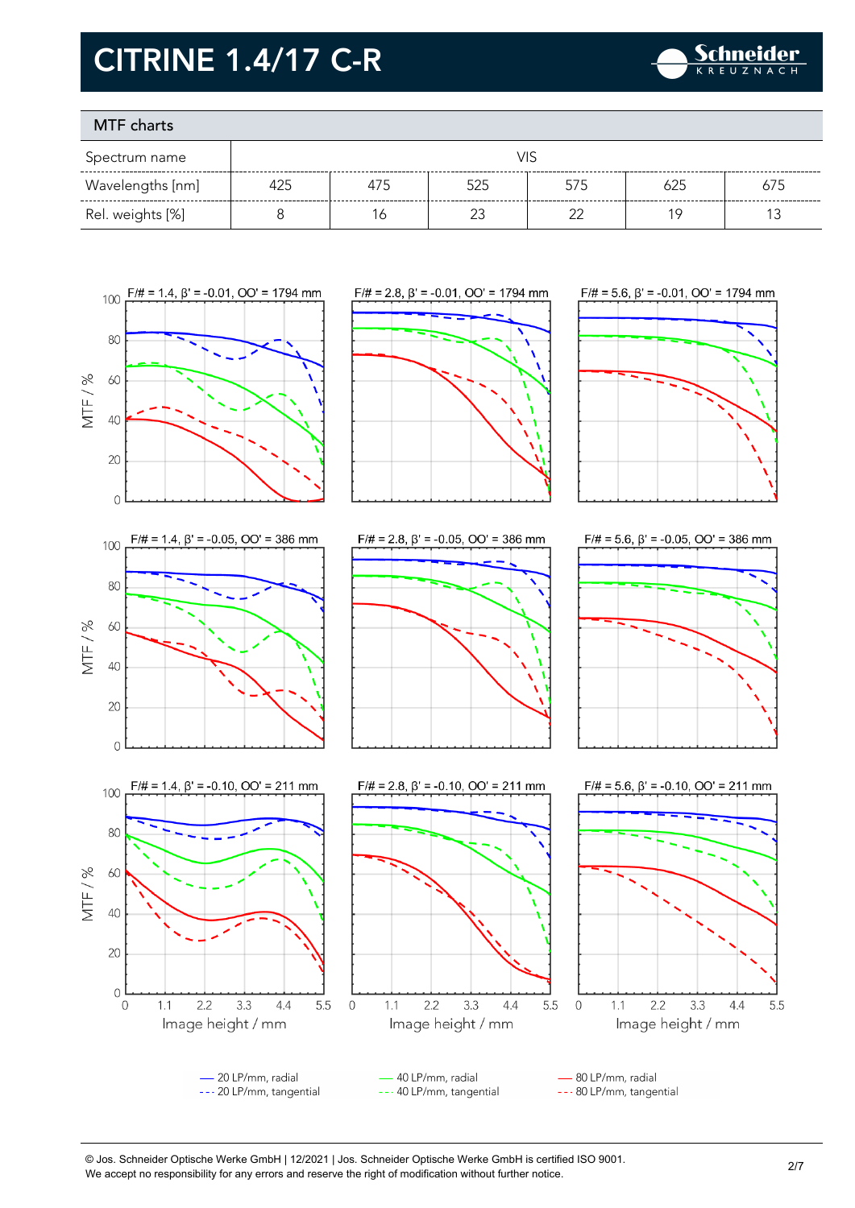# CITRINE 1.4/17 C-R

## MTF charts

| Spectrum name | VIS | | | | | |
|---|---|---|---|---|---|---|
| Wavelengths [nm] | 425 | 475 | 525 | 575 | 625 | 675 |
| Rel. weights [%] | 8 | 16 | 23 | 22 | 19 | 13 |

F/# = 1.4, β' = -0.01, OO' = 1794 mm

F/# = 2.8, β' = -0.01, OO' = 1794 mm

F/# = 5.6, β' = -0.01, OO' = 1794 mm

F/# = 1.4, β' = -0.05, OO' = 386 mm

F/# = 2.8, β' = -0.05, OO' = 386 mm

F/# = 5.6, β' = -0.05, OO' = 386 mm

F/# = 1.4, β' = -0.10, OO' = 211 mm

F/# = 2.8, β' = -0.10, OO' = 211 mm

F/# = 5.6, β' = -0.10, OO' = 211 mm

MTF / %

Image height / mm

— 20 LP/mm, radial
--- 20 LP/mm, tangential
— 40 LP/mm, radial
--- 40 LP/mm, tangential
— 80 LP/mm, radial
--- 80 LP/mm, tangential

© Jos. Schneider Optische Werke GmbH | 12/2021 | Jos. Schneider Optische Werke GmbH is certified ISO 9001.
We accept no responsibility for any errors and reserve the right of modification without further notice.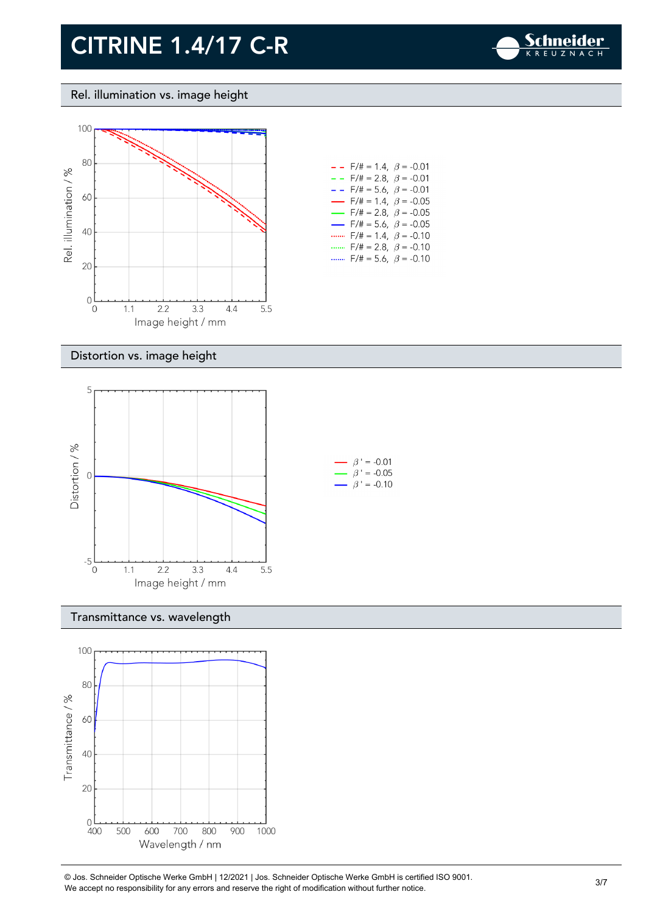# CITRINE 1.4/17 C-R

## Rel. illumination vs. image height

Rel. illumination / %

Image height / mm

- F/# = 1.4, $\beta$ = -0.01
- F/# = 2.8, $\beta$ = -0.01
- F/# = 5.6, $\beta$ = -0.01
- F/# = 1.4, $\beta$ = -0.05
- F/# = 2.8, $\beta$ = -0.05
- F/# = 5.6, $\beta$ = -0.05
- F/# = 1.4, $\beta$ = -0.10
- F/# = 2.8, $\beta$ = -0.10
- F/# = 5.6, $\beta$ = -0.10

## Distortion vs. image height

Distortion / %

Image height / mm

- $\beta$ ' = -0.01
- $\beta$ ' = -0.05
- $\beta$ ' = -0.10

## Transmittance vs. wavelength

Transmittance / %

Wavelength / nm

© Jos. Schneider Optische Werke GmbH | 12/2021 | Jos. Schneider Optische Werke GmbH is certified ISO 9001.
We accept no responsibility for any errors and reserve the right of modification without further notice.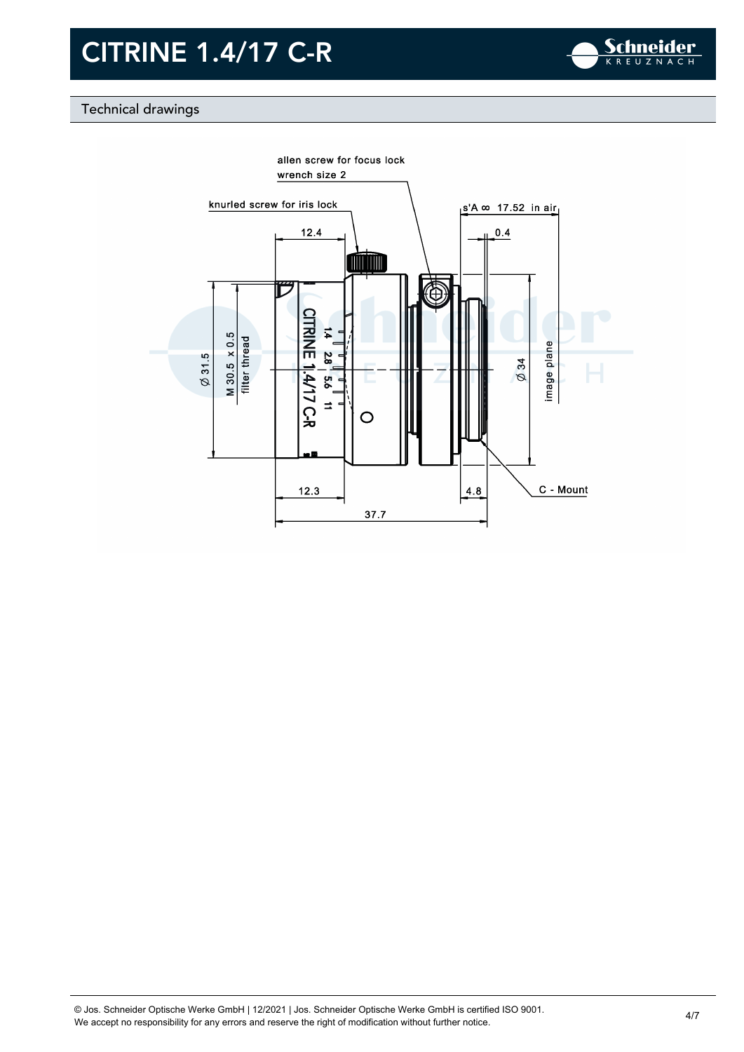# CITRINE 1.4/17 C-R

## Technical drawings

allen screw for focus lock
wrench size 2

knurled screw for iris lock

s'A ∞ 17.52 in air

12.4

0.4

Ø 31.5

M 30.5 x 0.5
filter thread

CITRINE 1.4/17 C-R

1.4 2.8 5.6 11

Ø 34

image plane

12.3

4.8

C - Mount

37.7

© Jos. Schneider Optische Werke GmbH | 12/2021 | Jos. Schneider Optische Werke GmbH is certified ISO 9001.
We accept no responsibility for any errors and reserve the right of modification without further notice.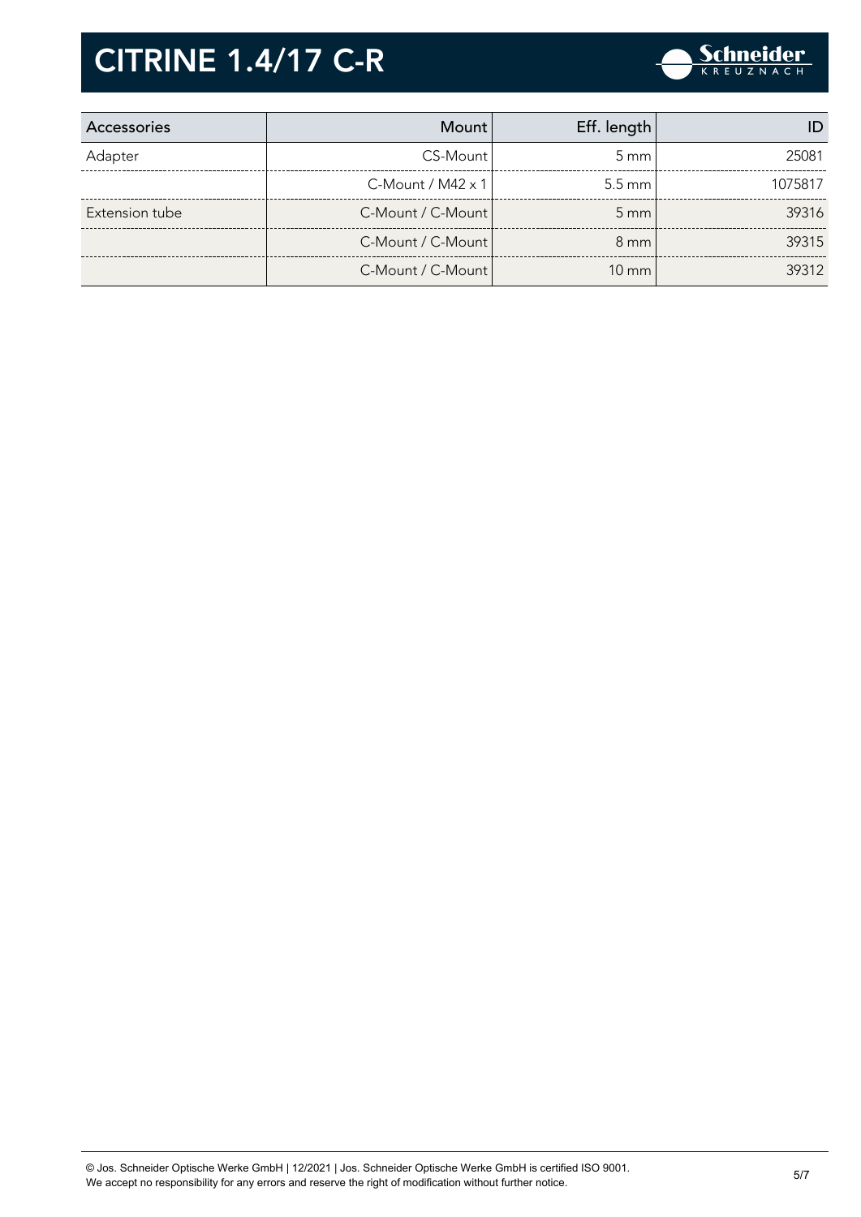# CITRINE 1.4/17 C-R

| Accessories | Mount | Eff. length | ID |
|---|---|---|---|
| Adapter | CS-Mount | 5 mm | 25081 |
| | C-Mount / M42 x 1 | 5.5 mm | 1075817 |
| Extension tube | C-Mount / C-Mount | 5 mm | 39316 |
| | C-Mount / C-Mount | 8 mm | 39315 |
| | C-Mount / C-Mount | 10 mm | 39312 |

© Jos. Schneider Optische Werke GmbH | 12/2021 | Jos. Schneider Optische Werke GmbH is certified ISO 9001.
We accept no responsibility for any errors and reserve the right of modification without further notice.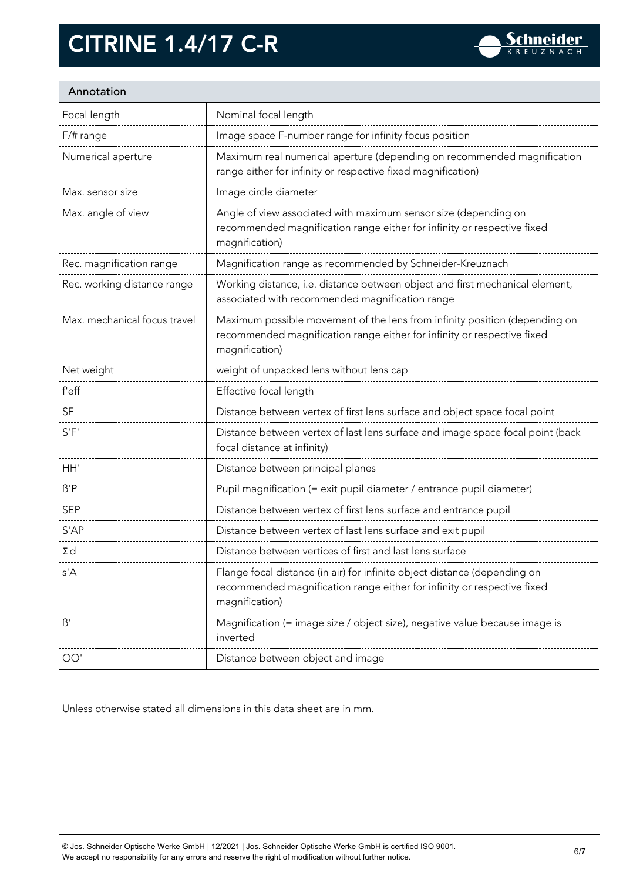# CITRINE 1.4/17 C-R

| Annotation | |
|---|---|
| Focal length | Nominal focal length |
| F/# range | Image space F-number range for infinity focus position |
| Numerical aperture | Maximum real numerical aperture (depending on recommended magnification range either for infinity or respective fixed magnification) |
| Max. sensor size | Image circle diameter |
| Max. angle of view | Angle of view associated with maximum sensor size (depending on recommended magnification range either for infinity or respective fixed magnification) |
| Rec. magnification range | Magnification range as recommended by Schneider-Kreuznach |
| Rec. working distance range | Working distance, i.e. distance between object and first mechanical element, associated with recommended magnification range |
| Max. mechanical focus travel | Maximum possible movement of the lens from infinity position (depending on recommended magnification range either for infinity or respective fixed magnification) |
| Net weight | weight of unpacked lens without lens cap |
| f'eff | Effective focal length |
| SF | Distance between vertex of first lens surface and object space focal point |
| S'F' | Distance between vertex of last lens surface and image space focal point (back focal distance at infinity) |
| HH' | Distance between principal planes |
| ß'P | Pupil magnification (= exit pupil diameter / entrance pupil diameter) |
| SEP | Distance between vertex of first lens surface and entrance pupil |
| S'AP | Distance between vertex of last lens surface and exit pupil |
| Σ d | Distance between vertices of first and last lens surface |
| s'A | Flange focal distance (in air) for infinite object distance (depending on recommended magnification range either for infinity or respective fixed magnification) |
| ß' | Magnification (= image size / object size), negative value because image is inverted |
| OO' | Distance between object and image |

Unless otherwise stated all dimensions in this data sheet are in mm.

© Jos. Schneider Optische Werke GmbH | 12/2021 | Jos. Schneider Optische Werke GmbH is certified ISO 9001.
We accept no responsibility for any errors and reserve the right of modification without further notice.